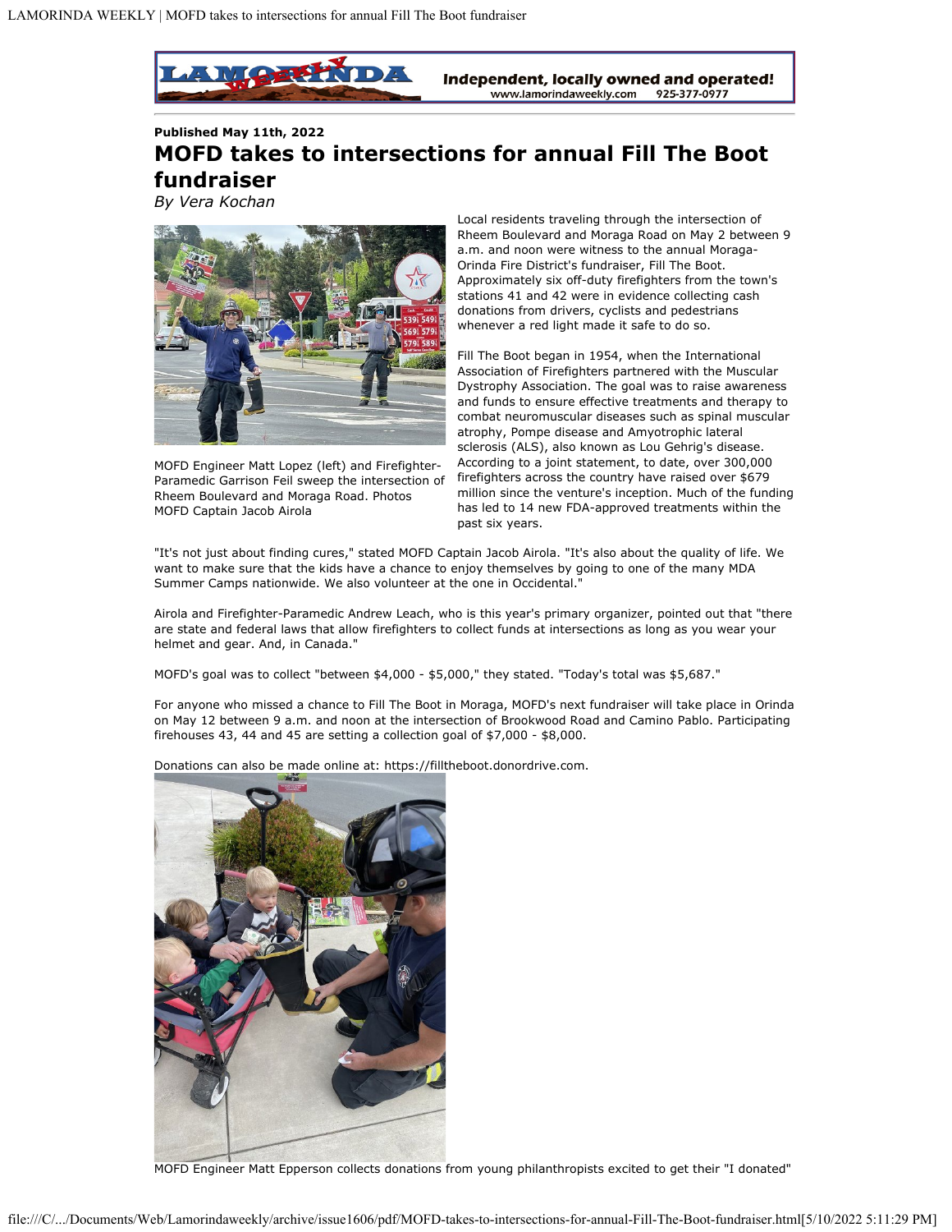Published May 11th, 2022

# MOFD takes to intersections for annual Fill The Boot fundraiser

*By Vera Kochan*

MOFD Engineer Matt Lopez (left) and Firefighter-Paramedic Garrison Feil sweep the intersection of Rheem Boulevard and Moraga Road. Photos MOFD Captain Jacob Airola

Local residents traveling through the intersection of Rheem Boulevard and Moraga Road on May 2 between 9 a.m. and noon were witness to the annual Moraga-Orinda Fire District's fundraiser, Fill The Boot. Approximately six off-duty firefighters from the town's stations 41 and 42 were in evidence collecting cash donations from drivers, cyclists and pedestrians whenever a red light made it safe to do so.

Fill The Boot began in 1954, when the International Association of Firefighters partnered with the Muscular Dystrophy Association. The goal was to raise awareness and funds to ensure effective treatments and therapy to combat neuromuscular diseases such as spinal muscular atrophy, Pompe disease and Amyotrophic lateral sclerosis (ALS), also known as Lou Gehrig's disease. According to a joint statement, to date, over 300,000 firefighters across the country have raised over $679 million since the venture's inception. Much of the funding has led to 14 new FDA-approved treatments within the past six years.

"It's not just about finding cures," stated MOFD Captain Jacob Airola. "It's also about the quality of life. We want to make sure that the kids have a chance to enjoy themselves by going to one of the many MDA Summer Camps nationwide. We also volunteer at the one in Occidental."

Airola and Firefighter-Paramedic Andrew Leach, who is this year's primary organizer, pointed out that "there are state and federal laws that allow firefighters to collect funds at intersections as long as you wear your helmet and gear. And, in Canada."

MOFD's goal was to collect "between $4,000 - $5,000," they stated. "Today's total was $5,687."

For anyone who missed a chance to Fill The Boot in Moraga, MOFD's next fundraiser will take place in Orinda on May 12 between 9 a.m. and noon at the intersection of Brookwood Road and Camino Pablo. Participating firehouses 43, 44 and 45 are setting a collection goal of $7,000 - $8,000.

Donations can also be made online at: https://filltheboot.donordrive.com.

MOFD Engineer Matt Epperson collects donations from young philanthropists excited to get their "I donated"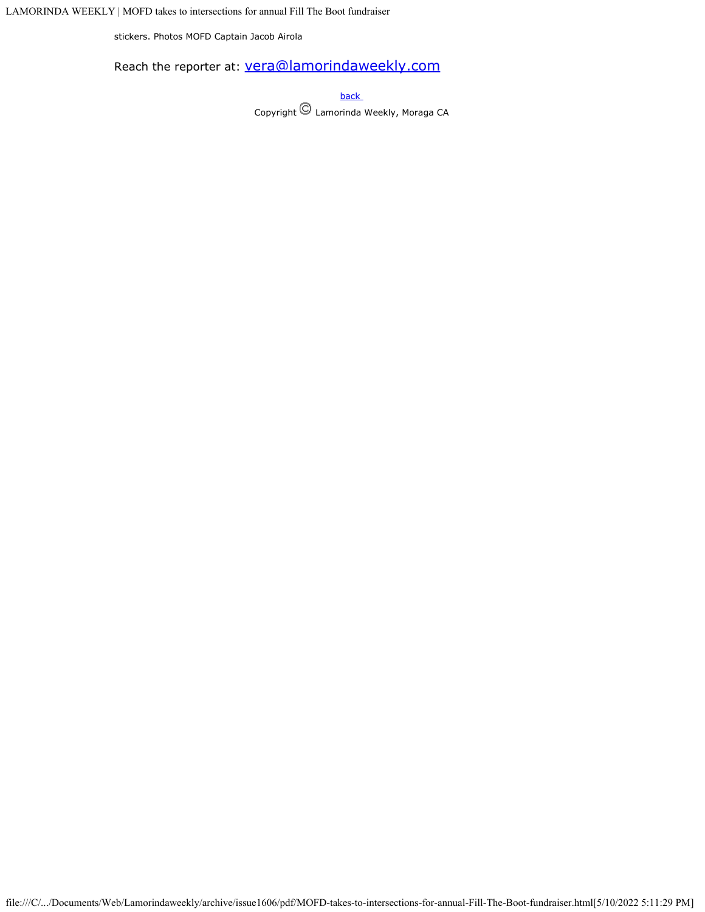stickers. Photos MOFD Captain Jacob Airola

Reach the reporter at: [vera@lamorindaweekly.com](mailto:vera@lamorindaweekly.com)

back

Copyright © Lamorinda Weekly, Moraga CA